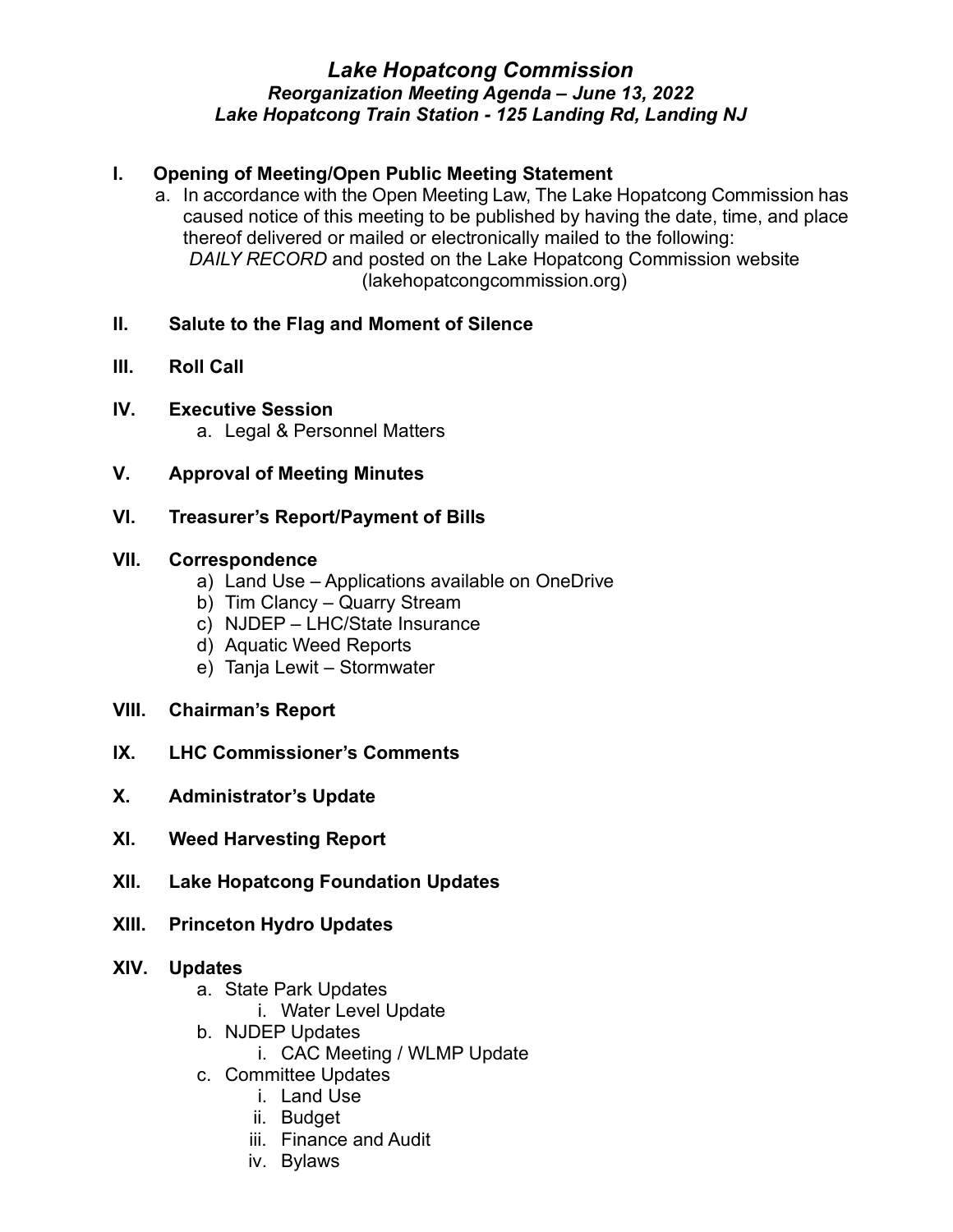# *Lake Hopatcong Commission*

### *Reorganization Meeting Agenda – June 13, 2022*
### *Lake Hopatcong Train Station - 125 Landing Rd, Landing NJ*

**I. Opening of Meeting/Open Public Meeting Statement**

a. In accordance with the Open Meeting Law, The Lake Hopatcong Commission has caused notice of this meeting to be published by having the date, time, and place thereof delivered or mailed or electronically mailed to the following: *DAILY RECORD* and posted on the Lake Hopatcong Commission website (lakehopatcongcommission.org)

**II. Salute to the Flag and Moment of Silence**

**III. Roll Call**

**IV. Executive Session**

a. Legal & Personnel Matters

**V. Approval of Meeting Minutes**

**VI. Treasurer's Report/Payment of Bills**

**VII. Correspondence**

a) Land Use – Applications available on OneDrive
b) Tim Clancy – Quarry Stream
c) NJDEP – LHC/State Insurance
d) Aquatic Weed Reports
e) Tanja Lewit – Stormwater

**VIII. Chairman's Report**

**IX. LHC Commissioner's Comments**

**X. Administrator's Update**

**XI. Weed Harvesting Report**

**XII. Lake Hopatcong Foundation Updates**

**XIII. Princeton Hydro Updates**

**XIV. Updates**

a. State Park Updates
   i. Water Level Update
b. NJDEP Updates
   i. CAC Meeting / WLMP Update
c. Committee Updates
   i. Land Use
   ii. Budget
   iii. Finance and Audit
   iv. Bylaws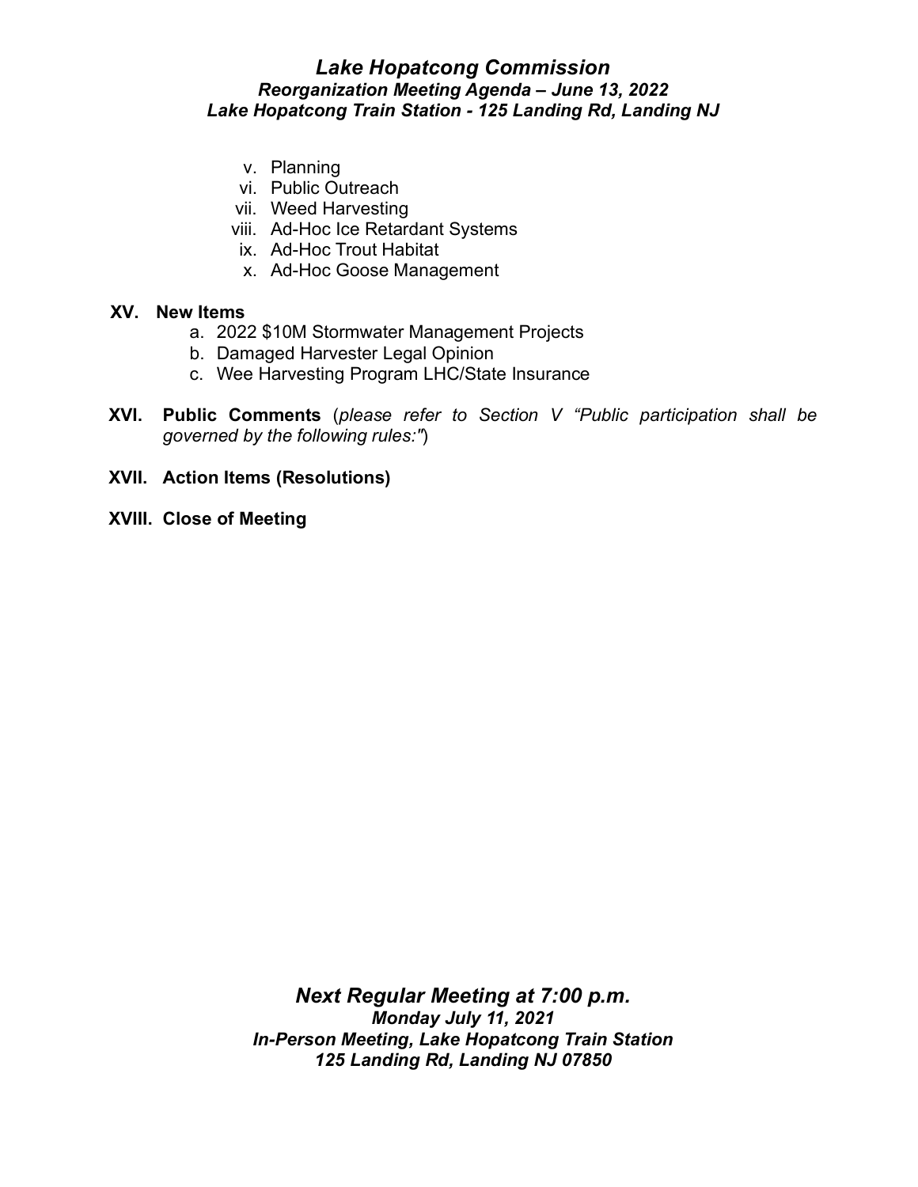v. Planning
vi. Public Outreach
vii. Weed Harvesting
viii. Ad-Hoc Ice Retardant Systems
ix. Ad-Hoc Trout Habitat
x. Ad-Hoc Goose Management

**XV. New Items**

a. 2022 $10M Stormwater Management Projects
b. Damaged Harvester Legal Opinion
c. Wee Harvesting Program LHC/State Insurance

**XVI. Public Comments** (*please refer to Section V "Public participation shall be governed by the following rules:"*)

**XVII. Action Items (Resolutions)**

**XVIII. Close of Meeting**

***Next Regular Meeting at 7:00 p.m.***

***Monday July 11, 2021***

***In-Person Meeting, Lake Hopatcong Train Station***

***125 Landing Rd, Landing NJ 07850***